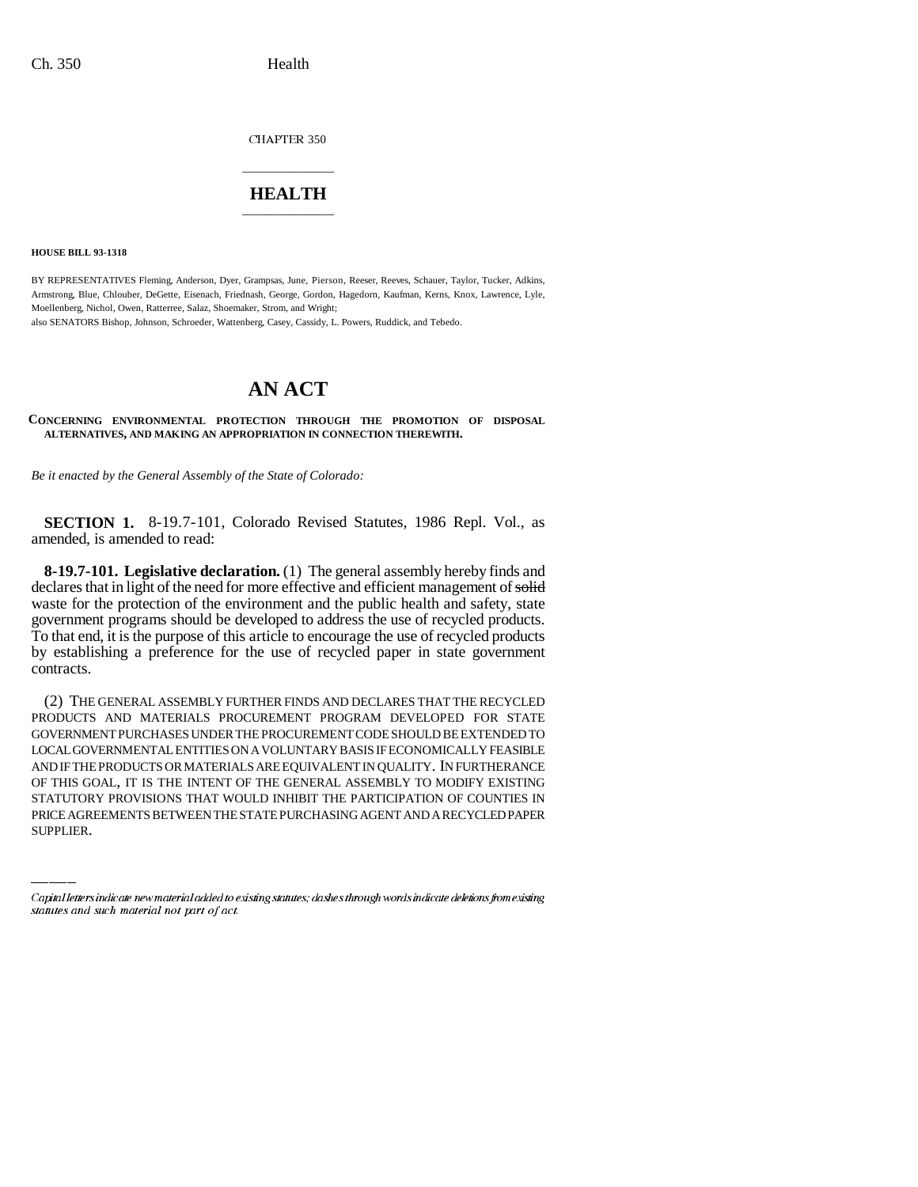CHAPTER 350

# HEALTH

**HOUSE BILL 93-1318**

BY REPRESENTATIVES Fleming, Anderson, Dyer, Grampsas, June, Pierson, Reeser, Reeves, Schauer, Taylor, Tucker, Adkins, Armstrong, Blue, Chlouber, DeGette, Eisenach, Friednash, George, Gordon, Hagedorn, Kaufman, Kerns, Knox, Lawrence, Lyle, Moellenberg, Nichol, Owen, Ratterree, Salaz, Shoemaker, Strom, and Wright;
also SENATORS Bishop, Johnson, Schroeder, Wattenberg, Casey, Cassidy, L. Powers, Ruddick, and Tebedo.

# AN ACT

**CONCERNING ENVIRONMENTAL PROTECTION THROUGH THE PROMOTION OF DISPOSAL ALTERNATIVES, AND MAKING AN APPROPRIATION IN CONNECTION THEREWITH.**

*Be it enacted by the General Assembly of the State of Colorado:*

**SECTION 1.** 8-19.7-101, Colorado Revised Statutes, 1986 Repl. Vol., as amended, is amended to read:

**8-19.7-101. Legislative declaration.** (1) The general assembly hereby finds and declares that in light of the need for more effective and efficient management of ~~solid~~ waste for the protection of the environment and the public health and safety, state government programs should be developed to address the use of recycled products. To that end, it is the purpose of this article to encourage the use of recycled products by establishing a preference for the use of recycled paper in state government contracts.

(2) THE GENERAL ASSEMBLY FURTHER FINDS AND DECLARES THAT THE RECYCLED PRODUCTS AND MATERIALS PROCUREMENT PROGRAM DEVELOPED FOR STATE GOVERNMENT PURCHASES UNDER THE PROCUREMENT CODE SHOULD BE EXTENDED TO LOCAL GOVERNMENTAL ENTITIES ON A VOLUNTARY BASIS IF ECONOMICALLY FEASIBLE AND IF THE PRODUCTS OR MATERIALS ARE EQUIVALENT IN QUALITY. IN FURTHERANCE OF THIS GOAL, IT IS THE INTENT OF THE GENERAL ASSEMBLY TO MODIFY EXISTING STATUTORY PROVISIONS THAT WOULD INHIBIT THE PARTICIPATION OF COUNTIES IN PRICE AGREEMENTS BETWEEN THE STATE PURCHASING AGENT AND A RECYCLED PAPER SUPPLIER.

Capital letters indicate new material added to existing statutes; dashes through words indicate deletions from existing statutes and such material not part of act.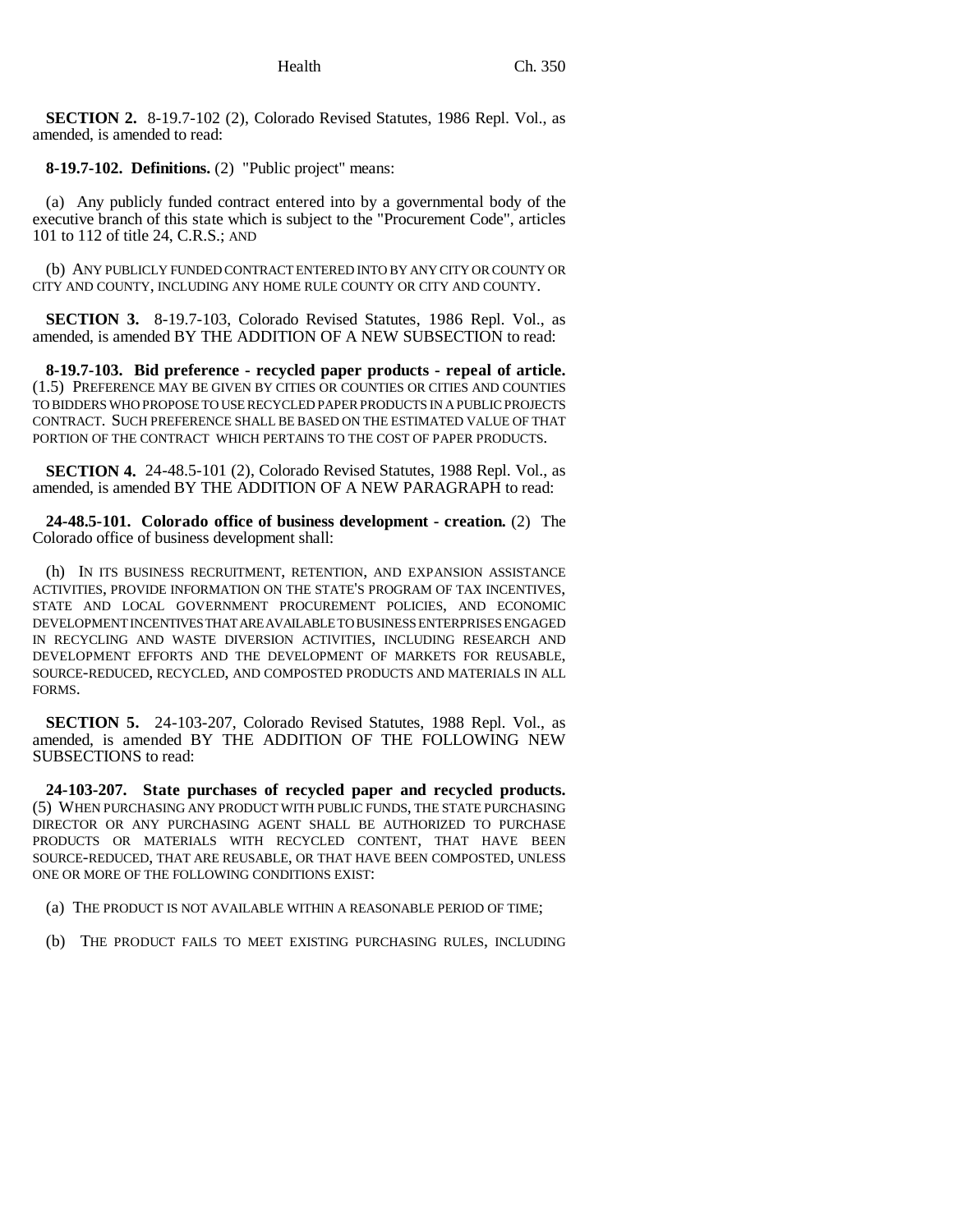**SECTION 2.** 8-19.7-102 (2), Colorado Revised Statutes, 1986 Repl. Vol., as amended, is amended to read:

**8-19.7-102. Definitions.** (2) "Public project" means:

(a) Any publicly funded contract entered into by a governmental body of the executive branch of this state which is subject to the "Procurement Code", articles 101 to 112 of title 24, C.R.S.; AND

(b) ANY PUBLICLY FUNDED CONTRACT ENTERED INTO BY ANY CITY OR COUNTY OR CITY AND COUNTY, INCLUDING ANY HOME RULE COUNTY OR CITY AND COUNTY.

**SECTION 3.** 8-19.7-103, Colorado Revised Statutes, 1986 Repl. Vol., as amended, is amended BY THE ADDITION OF A NEW SUBSECTION to read:

**8-19.7-103. Bid preference - recycled paper products - repeal of article.** (1.5) PREFERENCE MAY BE GIVEN BY CITIES OR COUNTIES OR CITIES AND COUNTIES TO BIDDERS WHO PROPOSE TO USE RECYCLED PAPER PRODUCTS IN A PUBLIC PROJECTS CONTRACT. SUCH PREFERENCE SHALL BE BASED ON THE ESTIMATED VALUE OF THAT PORTION OF THE CONTRACT WHICH PERTAINS TO THE COST OF PAPER PRODUCTS.

**SECTION 4.** 24-48.5-101 (2), Colorado Revised Statutes, 1988 Repl. Vol., as amended, is amended BY THE ADDITION OF A NEW PARAGRAPH to read:

**24-48.5-101. Colorado office of business development - creation.** (2) The Colorado office of business development shall:

(h) IN ITS BUSINESS RECRUITMENT, RETENTION, AND EXPANSION ASSISTANCE ACTIVITIES, PROVIDE INFORMATION ON THE STATE'S PROGRAM OF TAX INCENTIVES, STATE AND LOCAL GOVERNMENT PROCUREMENT POLICIES, AND ECONOMIC DEVELOPMENT INCENTIVES THAT ARE AVAILABLE TO BUSINESS ENTERPRISES ENGAGED IN RECYCLING AND WASTE DIVERSION ACTIVITIES, INCLUDING RESEARCH AND DEVELOPMENT EFFORTS AND THE DEVELOPMENT OF MARKETS FOR REUSABLE, SOURCE-REDUCED, RECYCLED, AND COMPOSTED PRODUCTS AND MATERIALS IN ALL FORMS.

**SECTION 5.** 24-103-207, Colorado Revised Statutes, 1988 Repl. Vol., as amended, is amended BY THE ADDITION OF THE FOLLOWING NEW SUBSECTIONS to read:

**24-103-207. State purchases of recycled paper and recycled products.** (5) WHEN PURCHASING ANY PRODUCT WITH PUBLIC FUNDS, THE STATE PURCHASING DIRECTOR OR ANY PURCHASING AGENT SHALL BE AUTHORIZED TO PURCHASE PRODUCTS OR MATERIALS WITH RECYCLED CONTENT, THAT HAVE BEEN SOURCE-REDUCED, THAT ARE REUSABLE, OR THAT HAVE BEEN COMPOSTED, UNLESS ONE OR MORE OF THE FOLLOWING CONDITIONS EXIST:

(a) THE PRODUCT IS NOT AVAILABLE WITHIN A REASONABLE PERIOD OF TIME;

(b) THE PRODUCT FAILS TO MEET EXISTING PURCHASING RULES, INCLUDING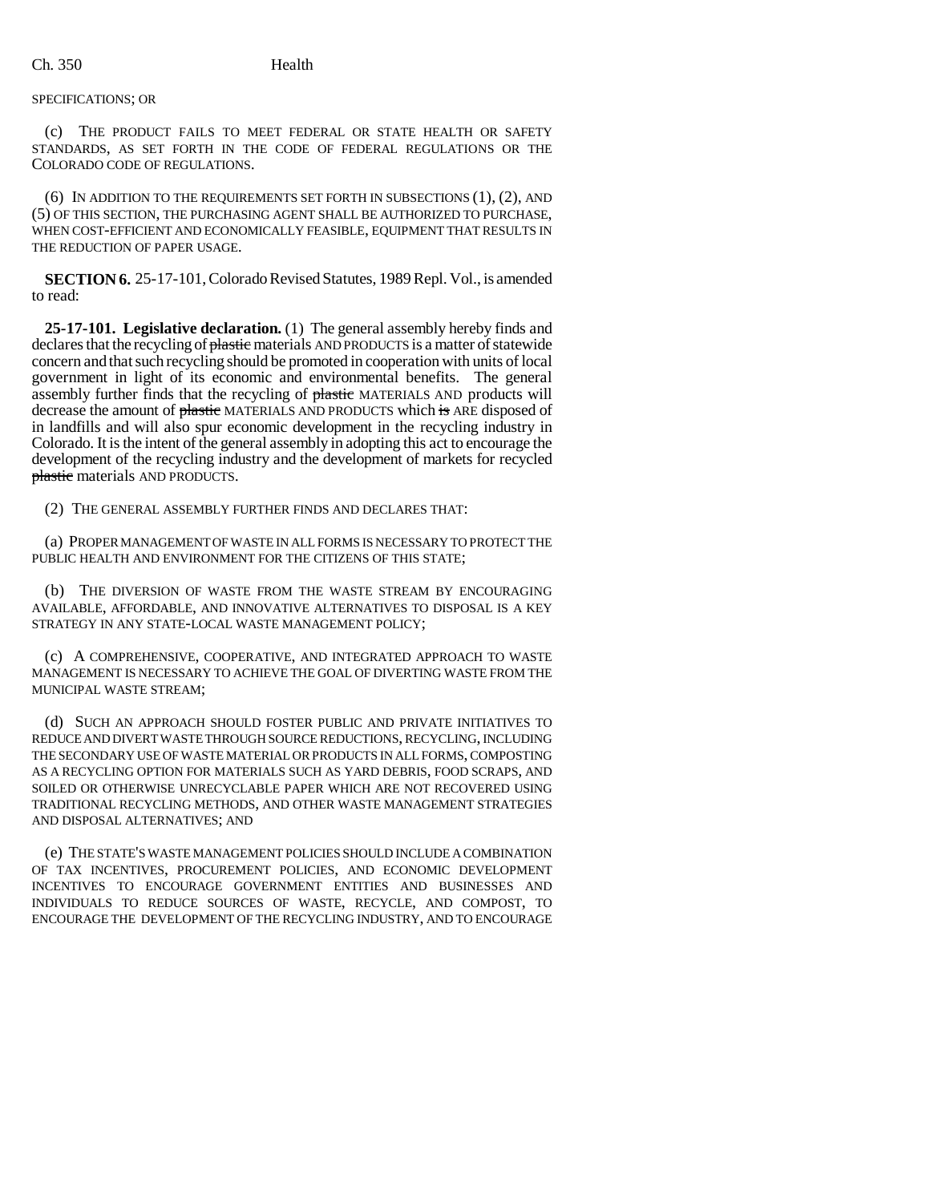SPECIFICATIONS; OR

(c) THE PRODUCT FAILS TO MEET FEDERAL OR STATE HEALTH OR SAFETY STANDARDS, AS SET FORTH IN THE CODE OF FEDERAL REGULATIONS OR THE COLORADO CODE OF REGULATIONS.

(6) IN ADDITION TO THE REQUIREMENTS SET FORTH IN SUBSECTIONS (1), (2), AND (5) OF THIS SECTION, THE PURCHASING AGENT SHALL BE AUTHORIZED TO PURCHASE, WHEN COST-EFFICIENT AND ECONOMICALLY FEASIBLE, EQUIPMENT THAT RESULTS IN THE REDUCTION OF PAPER USAGE.

**SECTION 6.** 25-17-101, Colorado Revised Statutes, 1989 Repl. Vol., is amended to read:

**25-17-101. Legislative declaration.** (1) The general assembly hereby finds and declares that the recycling of ~~plastic~~ materials AND PRODUCTS is a matter of statewide concern and that such recycling should be promoted in cooperation with units of local government in light of its economic and environmental benefits. The general assembly further finds that the recycling of ~~plastic~~ MATERIALS AND products will decrease the amount of ~~plastic~~ MATERIALS AND PRODUCTS which ~~is~~ ARE disposed of in landfills and will also spur economic development in the recycling industry in Colorado. It is the intent of the general assembly in adopting this act to encourage the development of the recycling industry and the development of markets for recycled ~~plastic~~ materials AND PRODUCTS.

(2) THE GENERAL ASSEMBLY FURTHER FINDS AND DECLARES THAT:

(a) PROPER MANAGEMENT OF WASTE IN ALL FORMS IS NECESSARY TO PROTECT THE PUBLIC HEALTH AND ENVIRONMENT FOR THE CITIZENS OF THIS STATE;

(b) THE DIVERSION OF WASTE FROM THE WASTE STREAM BY ENCOURAGING AVAILABLE, AFFORDABLE, AND INNOVATIVE ALTERNATIVES TO DISPOSAL IS A KEY STRATEGY IN ANY STATE-LOCAL WASTE MANAGEMENT POLICY;

(c) A COMPREHENSIVE, COOPERATIVE, AND INTEGRATED APPROACH TO WASTE MANAGEMENT IS NECESSARY TO ACHIEVE THE GOAL OF DIVERTING WASTE FROM THE MUNICIPAL WASTE STREAM;

(d) SUCH AN APPROACH SHOULD FOSTER PUBLIC AND PRIVATE INITIATIVES TO REDUCE AND DIVERT WASTE THROUGH SOURCE REDUCTIONS, RECYCLING, INCLUDING THE SECONDARY USE OF WASTE MATERIAL OR PRODUCTS IN ALL FORMS, COMPOSTING AS A RECYCLING OPTION FOR MATERIALS SUCH AS YARD DEBRIS, FOOD SCRAPS, AND SOILED OR OTHERWISE UNRECYCLABLE PAPER WHICH ARE NOT RECOVERED USING TRADITIONAL RECYCLING METHODS, AND OTHER WASTE MANAGEMENT STRATEGIES AND DISPOSAL ALTERNATIVES; AND

(e) THE STATE'S WASTE MANAGEMENT POLICIES SHOULD INCLUDE A COMBINATION OF TAX INCENTIVES, PROCUREMENT POLICIES, AND ECONOMIC DEVELOPMENT INCENTIVES TO ENCOURAGE GOVERNMENT ENTITIES AND BUSINESSES AND INDIVIDUALS TO REDUCE SOURCES OF WASTE, RECYCLE, AND COMPOST, TO ENCOURAGE THE DEVELOPMENT OF THE RECYCLING INDUSTRY, AND TO ENCOURAGE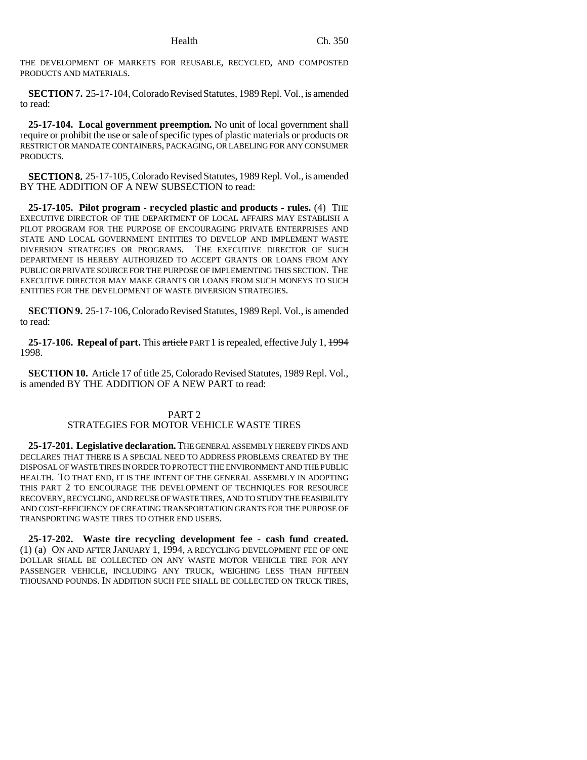THE DEVELOPMENT OF MARKETS FOR REUSABLE, RECYCLED, AND COMPOSTED PRODUCTS AND MATERIALS.

**SECTION 7.** 25-17-104, Colorado Revised Statutes, 1989 Repl. Vol., is amended to read:

**25-17-104. Local government preemption.** No unit of local government shall require or prohibit the use or sale of specific types of plastic materials or products OR RESTRICT OR MANDATE CONTAINERS, PACKAGING, OR LABELING FOR ANY CONSUMER PRODUCTS.

**SECTION 8.** 25-17-105, Colorado Revised Statutes, 1989 Repl. Vol., is amended BY THE ADDITION OF A NEW SUBSECTION to read:

**25-17-105. Pilot program - recycled plastic and products - rules.** (4) THE EXECUTIVE DIRECTOR OF THE DEPARTMENT OF LOCAL AFFAIRS MAY ESTABLISH A PILOT PROGRAM FOR THE PURPOSE OF ENCOURAGING PRIVATE ENTERPRISES AND STATE AND LOCAL GOVERNMENT ENTITIES TO DEVELOP AND IMPLEMENT WASTE DIVERSION STRATEGIES OR PROGRAMS. THE EXECUTIVE DIRECTOR OF SUCH DEPARTMENT IS HEREBY AUTHORIZED TO ACCEPT GRANTS OR LOANS FROM ANY PUBLIC OR PRIVATE SOURCE FOR THE PURPOSE OF IMPLEMENTING THIS SECTION. THE EXECUTIVE DIRECTOR MAY MAKE GRANTS OR LOANS FROM SUCH MONEYS TO SUCH ENTITIES FOR THE DEVELOPMENT OF WASTE DIVERSION STRATEGIES.

**SECTION 9.** 25-17-106, Colorado Revised Statutes, 1989 Repl. Vol., is amended to read:

**25-17-106. Repeal of part.** This ~~article~~ PART 1 is repealed, effective July 1, ~~1994~~ 1998.

**SECTION 10.** Article 17 of title 25, Colorado Revised Statutes, 1989 Repl. Vol., is amended BY THE ADDITION OF A NEW PART to read:

PART 2
STRATEGIES FOR MOTOR VEHICLE WASTE TIRES

**25-17-201. Legislative declaration.** THE GENERAL ASSEMBLY HEREBY FINDS AND DECLARES THAT THERE IS A SPECIAL NEED TO ADDRESS PROBLEMS CREATED BY THE DISPOSAL OF WASTE TIRES IN ORDER TO PROTECT THE ENVIRONMENT AND THE PUBLIC HEALTH. TO THAT END, IT IS THE INTENT OF THE GENERAL ASSEMBLY IN ADOPTING THIS PART 2 TO ENCOURAGE THE DEVELOPMENT OF TECHNIQUES FOR RESOURCE RECOVERY, RECYCLING, AND REUSE OF WASTE TIRES, AND TO STUDY THE FEASIBILITY AND COST-EFFICIENCY OF CREATING TRANSPORTATION GRANTS FOR THE PURPOSE OF TRANSPORTING WASTE TIRES TO OTHER END USERS.

**25-17-202. Waste tire recycling development fee - cash fund created.** (1) (a) ON AND AFTER JANUARY 1, 1994, A RECYCLING DEVELOPMENT FEE OF ONE DOLLAR SHALL BE COLLECTED ON ANY WASTE MOTOR VEHICLE TIRE FOR ANY PASSENGER VEHICLE, INCLUDING ANY TRUCK, WEIGHING LESS THAN FIFTEEN THOUSAND POUNDS. IN ADDITION SUCH FEE SHALL BE COLLECTED ON TRUCK TIRES,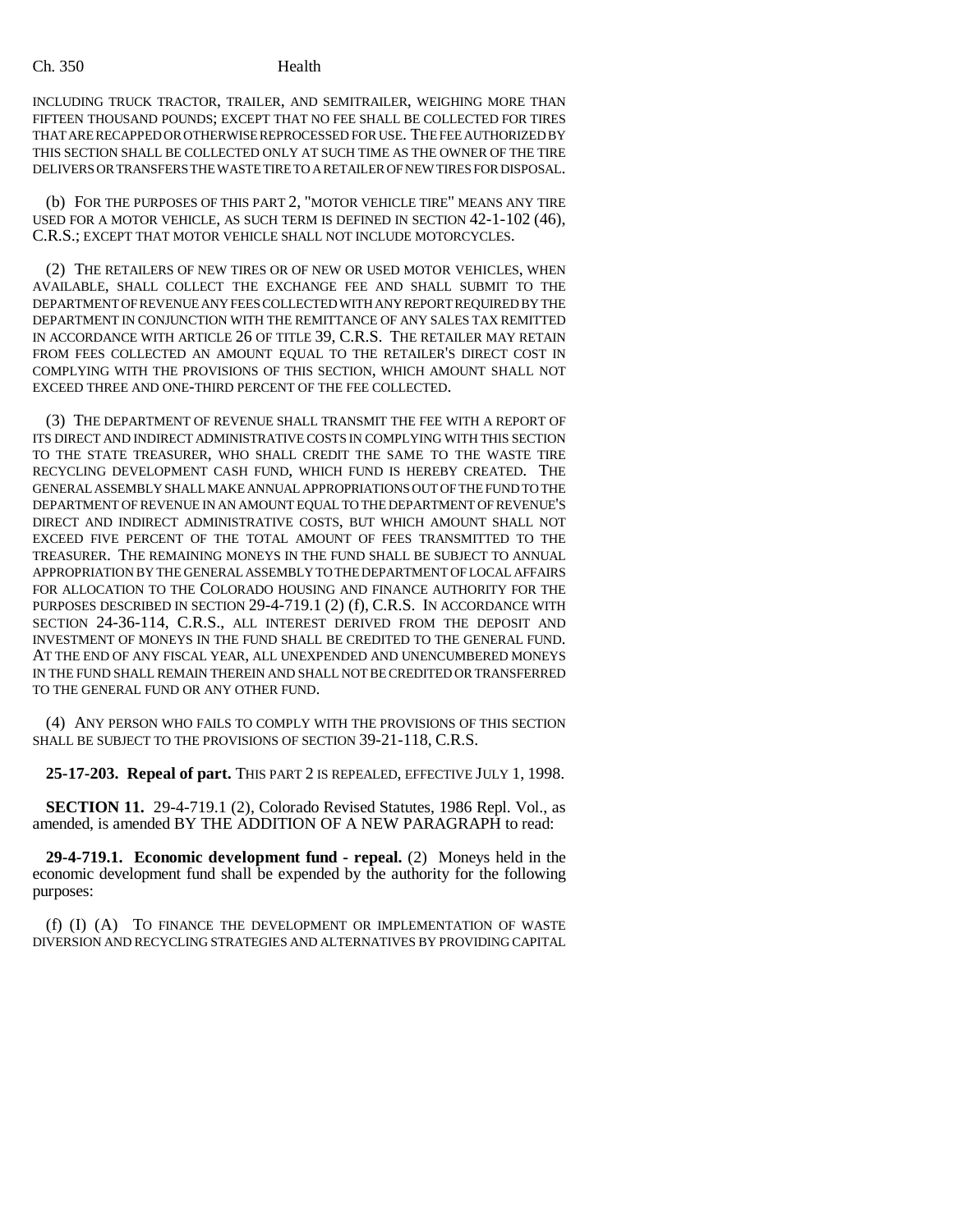INCLUDING TRUCK TRACTOR, TRAILER, AND SEMITRAILER, WEIGHING MORE THAN FIFTEEN THOUSAND POUNDS; EXCEPT THAT NO FEE SHALL BE COLLECTED FOR TIRES THAT ARE RECAPPED OR OTHERWISE REPROCESSED FOR USE. THE FEE AUTHORIZED BY THIS SECTION SHALL BE COLLECTED ONLY AT SUCH TIME AS THE OWNER OF THE TIRE DELIVERS OR TRANSFERS THE WASTE TIRE TO A RETAILER OF NEW TIRES FOR DISPOSAL.

(b) FOR THE PURPOSES OF THIS PART 2, "MOTOR VEHICLE TIRE" MEANS ANY TIRE USED FOR A MOTOR VEHICLE, AS SUCH TERM IS DEFINED IN SECTION 42-1-102 (46), C.R.S.; EXCEPT THAT MOTOR VEHICLE SHALL NOT INCLUDE MOTORCYCLES.

(2) THE RETAILERS OF NEW TIRES OR OF NEW OR USED MOTOR VEHICLES, WHEN AVAILABLE, SHALL COLLECT THE EXCHANGE FEE AND SHALL SUBMIT TO THE DEPARTMENT OF REVENUE ANY FEES COLLECTED WITH ANY REPORT REQUIRED BY THE DEPARTMENT IN CONJUNCTION WITH THE REMITTANCE OF ANY SALES TAX REMITTED IN ACCORDANCE WITH ARTICLE 26 OF TITLE 39, C.R.S. THE RETAILER MAY RETAIN FROM FEES COLLECTED AN AMOUNT EQUAL TO THE RETAILER'S DIRECT COST IN COMPLYING WITH THE PROVISIONS OF THIS SECTION, WHICH AMOUNT SHALL NOT EXCEED THREE AND ONE-THIRD PERCENT OF THE FEE COLLECTED.

(3) THE DEPARTMENT OF REVENUE SHALL TRANSMIT THE FEE WITH A REPORT OF ITS DIRECT AND INDIRECT ADMINISTRATIVE COSTS IN COMPLYING WITH THIS SECTION TO THE STATE TREASURER, WHO SHALL CREDIT THE SAME TO THE WASTE TIRE RECYCLING DEVELOPMENT CASH FUND, WHICH FUND IS HEREBY CREATED. THE GENERAL ASSEMBLY SHALL MAKE ANNUAL APPROPRIATIONS OUT OF THE FUND TO THE DEPARTMENT OF REVENUE IN AN AMOUNT EQUAL TO THE DEPARTMENT OF REVENUE'S DIRECT AND INDIRECT ADMINISTRATIVE COSTS, BUT WHICH AMOUNT SHALL NOT EXCEED FIVE PERCENT OF THE TOTAL AMOUNT OF FEES TRANSMITTED TO THE TREASURER. THE REMAINING MONEYS IN THE FUND SHALL BE SUBJECT TO ANNUAL APPROPRIATION BY THE GENERAL ASSEMBLY TO THE DEPARTMENT OF LOCAL AFFAIRS FOR ALLOCATION TO THE COLORADO HOUSING AND FINANCE AUTHORITY FOR THE PURPOSES DESCRIBED IN SECTION 29-4-719.1 (2) (f), C.R.S. IN ACCORDANCE WITH SECTION 24-36-114, C.R.S., ALL INTEREST DERIVED FROM THE DEPOSIT AND INVESTMENT OF MONEYS IN THE FUND SHALL BE CREDITED TO THE GENERAL FUND. AT THE END OF ANY FISCAL YEAR, ALL UNEXPENDED AND UNENCUMBERED MONEYS IN THE FUND SHALL REMAIN THEREIN AND SHALL NOT BE CREDITED OR TRANSFERRED TO THE GENERAL FUND OR ANY OTHER FUND.

(4) ANY PERSON WHO FAILS TO COMPLY WITH THE PROVISIONS OF THIS SECTION SHALL BE SUBJECT TO THE PROVISIONS OF SECTION 39-21-118, C.R.S.

**25-17-203. Repeal of part.** THIS PART 2 IS REPEALED, EFFECTIVE JULY 1, 1998.

**SECTION 11.** 29-4-719.1 (2), Colorado Revised Statutes, 1986 Repl. Vol., as amended, is amended BY THE ADDITION OF A NEW PARAGRAPH to read:

**29-4-719.1. Economic development fund - repeal.** (2) Moneys held in the economic development fund shall be expended by the authority for the following purposes:

(f) (I) (A) TO FINANCE THE DEVELOPMENT OR IMPLEMENTATION OF WASTE DIVERSION AND RECYCLING STRATEGIES AND ALTERNATIVES BY PROVIDING CAPITAL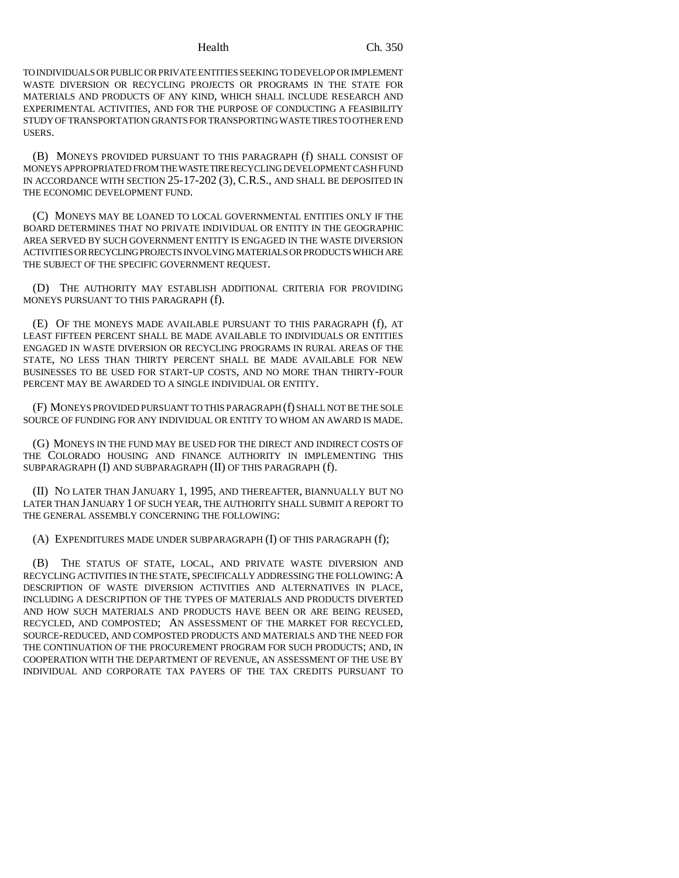TO INDIVIDUALS OR PUBLIC OR PRIVATE ENTITIES SEEKING TO DEVELOP OR IMPLEMENT WASTE DIVERSION OR RECYCLING PROJECTS OR PROGRAMS IN THE STATE FOR MATERIALS AND PRODUCTS OF ANY KIND, WHICH SHALL INCLUDE RESEARCH AND EXPERIMENTAL ACTIVITIES, AND FOR THE PURPOSE OF CONDUCTING A FEASIBILITY STUDY OF TRANSPORTATION GRANTS FOR TRANSPORTING WASTE TIRES TO OTHER END USERS.

(B) MONEYS PROVIDED PURSUANT TO THIS PARAGRAPH (f) SHALL CONSIST OF MONEYS APPROPRIATED FROM THE WASTE TIRE RECYCLING DEVELOPMENT CASH FUND IN ACCORDANCE WITH SECTION 25-17-202 (3), C.R.S., AND SHALL BE DEPOSITED IN THE ECONOMIC DEVELOPMENT FUND.

(C) MONEYS MAY BE LOANED TO LOCAL GOVERNMENTAL ENTITIES ONLY IF THE BOARD DETERMINES THAT NO PRIVATE INDIVIDUAL OR ENTITY IN THE GEOGRAPHIC AREA SERVED BY SUCH GOVERNMENT ENTITY IS ENGAGED IN THE WASTE DIVERSION ACTIVITIES OR RECYCLING PROJECTS INVOLVING MATERIALS OR PRODUCTS WHICH ARE THE SUBJECT OF THE SPECIFIC GOVERNMENT REQUEST.

(D) THE AUTHORITY MAY ESTABLISH ADDITIONAL CRITERIA FOR PROVIDING MONEYS PURSUANT TO THIS PARAGRAPH (f).

(E) OF THE MONEYS MADE AVAILABLE PURSUANT TO THIS PARAGRAPH (f), AT LEAST FIFTEEN PERCENT SHALL BE MADE AVAILABLE TO INDIVIDUALS OR ENTITIES ENGAGED IN WASTE DIVERSION OR RECYCLING PROGRAMS IN RURAL AREAS OF THE STATE, NO LESS THAN THIRTY PERCENT SHALL BE MADE AVAILABLE FOR NEW BUSINESSES TO BE USED FOR START-UP COSTS, AND NO MORE THAN THIRTY-FOUR PERCENT MAY BE AWARDED TO A SINGLE INDIVIDUAL OR ENTITY.

(F) MONEYS PROVIDED PURSUANT TO THIS PARAGRAPH (f) SHALL NOT BE THE SOLE SOURCE OF FUNDING FOR ANY INDIVIDUAL OR ENTITY TO WHOM AN AWARD IS MADE.

(G) MONEYS IN THE FUND MAY BE USED FOR THE DIRECT AND INDIRECT COSTS OF THE COLORADO HOUSING AND FINANCE AUTHORITY IN IMPLEMENTING THIS SUBPARAGRAPH (I) AND SUBPARAGRAPH (II) OF THIS PARAGRAPH (f).

(II) NO LATER THAN JANUARY 1, 1995, AND THEREAFTER, BIANNUALLY BUT NO LATER THAN JANUARY 1 OF SUCH YEAR, THE AUTHORITY SHALL SUBMIT A REPORT TO THE GENERAL ASSEMBLY CONCERNING THE FOLLOWING:

(A) EXPENDITURES MADE UNDER SUBPARAGRAPH (I) OF THIS PARAGRAPH (f);

(B) THE STATUS OF STATE, LOCAL, AND PRIVATE WASTE DIVERSION AND RECYCLING ACTIVITIES IN THE STATE, SPECIFICALLY ADDRESSING THE FOLLOWING: A DESCRIPTION OF WASTE DIVERSION ACTIVITIES AND ALTERNATIVES IN PLACE, INCLUDING A DESCRIPTION OF THE TYPES OF MATERIALS AND PRODUCTS DIVERTED AND HOW SUCH MATERIALS AND PRODUCTS HAVE BEEN OR ARE BEING REUSED, RECYCLED, AND COMPOSTED; AN ASSESSMENT OF THE MARKET FOR RECYCLED, SOURCE-REDUCED, AND COMPOSTED PRODUCTS AND MATERIALS AND THE NEED FOR THE CONTINUATION OF THE PROCUREMENT PROGRAM FOR SUCH PRODUCTS; AND, IN COOPERATION WITH THE DEPARTMENT OF REVENUE, AN ASSESSMENT OF THE USE BY INDIVIDUAL AND CORPORATE TAX PAYERS OF THE TAX CREDITS PURSUANT TO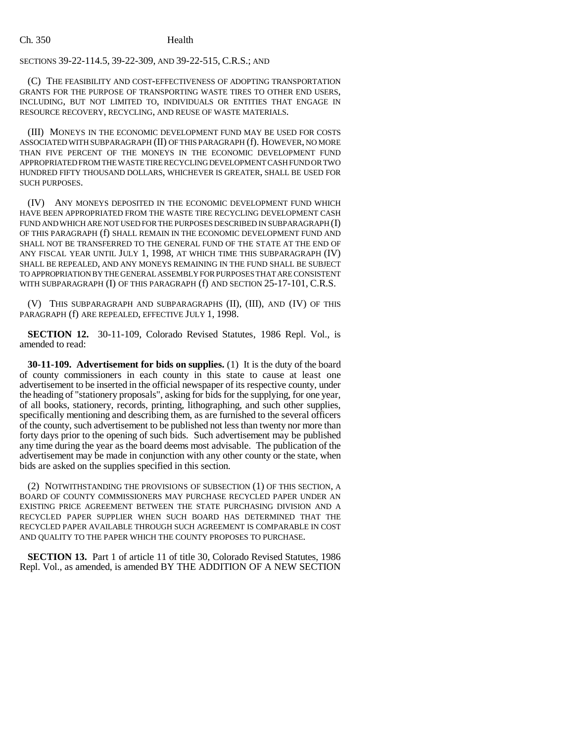SECTIONS 39-22-114.5, 39-22-309, AND 39-22-515, C.R.S.; AND

(C) THE FEASIBILITY AND COST-EFFECTIVENESS OF ADOPTING TRANSPORTATION GRANTS FOR THE PURPOSE OF TRANSPORTING WASTE TIRES TO OTHER END USERS, INCLUDING, BUT NOT LIMITED TO, INDIVIDUALS OR ENTITIES THAT ENGAGE IN RESOURCE RECOVERY, RECYCLING, AND REUSE OF WASTE MATERIALS.

(III) MONEYS IN THE ECONOMIC DEVELOPMENT FUND MAY BE USED FOR COSTS ASSOCIATED WITH SUBPARAGRAPH (II) OF THIS PARAGRAPH (f). HOWEVER, NO MORE THAN FIVE PERCENT OF THE MONEYS IN THE ECONOMIC DEVELOPMENT FUND APPROPRIATED FROM THE WASTE TIRE RECYCLING DEVELOPMENT CASH FUND OR TWO HUNDRED FIFTY THOUSAND DOLLARS, WHICHEVER IS GREATER, SHALL BE USED FOR SUCH PURPOSES.

(IV) ANY MONEYS DEPOSITED IN THE ECONOMIC DEVELOPMENT FUND WHICH HAVE BEEN APPROPRIATED FROM THE WASTE TIRE RECYCLING DEVELOPMENT CASH FUND AND WHICH ARE NOT USED FOR THE PURPOSES DESCRIBED IN SUBPARAGRAPH (I) OF THIS PARAGRAPH (f) SHALL REMAIN IN THE ECONOMIC DEVELOPMENT FUND AND SHALL NOT BE TRANSFERRED TO THE GENERAL FUND OF THE STATE AT THE END OF ANY FISCAL YEAR UNTIL JULY 1, 1998, AT WHICH TIME THIS SUBPARAGRAPH (IV) SHALL BE REPEALED, AND ANY MONEYS REMAINING IN THE FUND SHALL BE SUBJECT TO APPROPRIATION BY THE GENERAL ASSEMBLY FOR PURPOSES THAT ARE CONSISTENT WITH SUBPARAGRAPH (I) OF THIS PARAGRAPH (f) AND SECTION 25-17-101, C.R.S.

(V) THIS SUBPARAGRAPH AND SUBPARAGRAPHS (II), (III), AND (IV) OF THIS PARAGRAPH (f) ARE REPEALED, EFFECTIVE JULY 1, 1998.

**SECTION 12.** 30-11-109, Colorado Revised Statutes, 1986 Repl. Vol., is amended to read:

**30-11-109. Advertisement for bids on supplies.** (1) It is the duty of the board of county commissioners in each county in this state to cause at least one advertisement to be inserted in the official newspaper of its respective county, under the heading of "stationery proposals", asking for bids for the supplying, for one year, of all books, stationery, records, printing, lithographing, and such other supplies, specifically mentioning and describing them, as are furnished to the several officers of the county, such advertisement to be published not less than twenty nor more than forty days prior to the opening of such bids. Such advertisement may be published any time during the year as the board deems most advisable. The publication of the advertisement may be made in conjunction with any other county or the state, when bids are asked on the supplies specified in this section.

(2) NOTWITHSTANDING THE PROVISIONS OF SUBSECTION (1) OF THIS SECTION, A BOARD OF COUNTY COMMISSIONERS MAY PURCHASE RECYCLED PAPER UNDER AN EXISTING PRICE AGREEMENT BETWEEN THE STATE PURCHASING DIVISION AND A RECYCLED PAPER SUPPLIER WHEN SUCH BOARD HAS DETERMINED THAT THE RECYCLED PAPER AVAILABLE THROUGH SUCH AGREEMENT IS COMPARABLE IN COST AND QUALITY TO THE PAPER WHICH THE COUNTY PROPOSES TO PURCHASE.

**SECTION 13.** Part 1 of article 11 of title 30, Colorado Revised Statutes, 1986 Repl. Vol., as amended, is amended BY THE ADDITION OF A NEW SECTION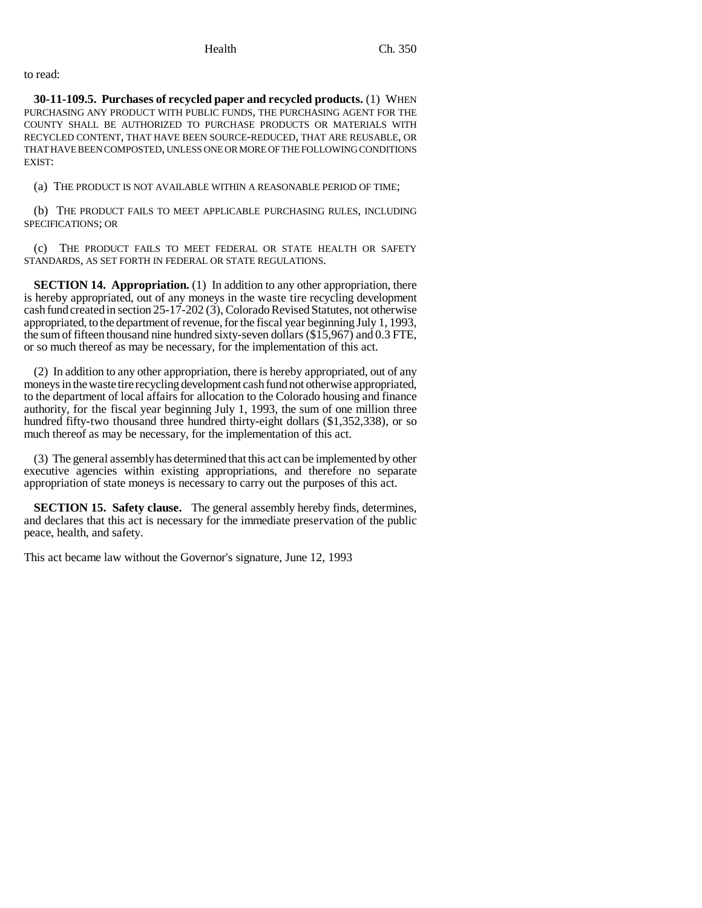to read:

**30-11-109.5. Purchases of recycled paper and recycled products.** (1) WHEN PURCHASING ANY PRODUCT WITH PUBLIC FUNDS, THE PURCHASING AGENT FOR THE COUNTY SHALL BE AUTHORIZED TO PURCHASE PRODUCTS OR MATERIALS WITH RECYCLED CONTENT, THAT HAVE BEEN SOURCE-REDUCED, THAT ARE REUSABLE, OR THAT HAVE BEEN COMPOSTED, UNLESS ONE OR MORE OF THE FOLLOWING CONDITIONS EXIST:

(a) THE PRODUCT IS NOT AVAILABLE WITHIN A REASONABLE PERIOD OF TIME;

(b) THE PRODUCT FAILS TO MEET APPLICABLE PURCHASING RULES, INCLUDING SPECIFICATIONS; OR

(c) THE PRODUCT FAILS TO MEET FEDERAL OR STATE HEALTH OR SAFETY STANDARDS, AS SET FORTH IN FEDERAL OR STATE REGULATIONS.

**SECTION 14. Appropriation.** (1) In addition to any other appropriation, there is hereby appropriated, out of any moneys in the waste tire recycling development cash fund created in section 25-17-202 (3), Colorado Revised Statutes, not otherwise appropriated, to the department of revenue, for the fiscal year beginning July 1, 1993, the sum of fifteen thousand nine hundred sixty-seven dollars ($15,967) and 0.3 FTE, or so much thereof as may be necessary, for the implementation of this act.

(2) In addition to any other appropriation, there is hereby appropriated, out of any moneys in the waste tire recycling development cash fund not otherwise appropriated, to the department of local affairs for allocation to the Colorado housing and finance authority, for the fiscal year beginning July 1, 1993, the sum of one million three hundred fifty-two thousand three hundred thirty-eight dollars ($1,352,338), or so much thereof as may be necessary, for the implementation of this act.

(3) The general assembly has determined that this act can be implemented by other executive agencies within existing appropriations, and therefore no separate appropriation of state moneys is necessary to carry out the purposes of this act.

**SECTION 15. Safety clause.** The general assembly hereby finds, determines, and declares that this act is necessary for the immediate preservation of the public peace, health, and safety.

This act became law without the Governor's signature, June 12, 1993